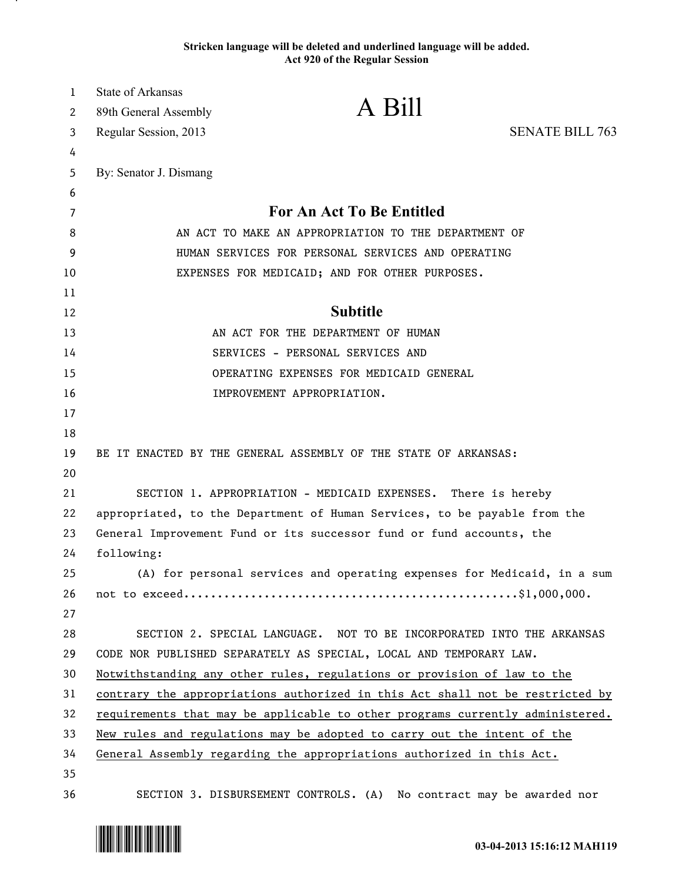**Stricken language will be deleted and underlined language will be added.**
**Act 920 of the Regular Session**

State of Arkansas
89th General Assembly
Regular Session, 2013

# A Bill

SENATE BILL 763

By: Senator J. Dismang

## For An Act To Be Entitled

AN ACT TO MAKE AN APPROPRIATION TO THE DEPARTMENT OF HUMAN SERVICES FOR PERSONAL SERVICES AND OPERATING EXPENSES FOR MEDICAID; AND FOR OTHER PURPOSES.

## Subtitle

AN ACT FOR THE DEPARTMENT OF HUMAN SERVICES - PERSONAL SERVICES AND OPERATING EXPENSES FOR MEDICAID GENERAL IMPROVEMENT APPROPRIATION.

BE IT ENACTED BY THE GENERAL ASSEMBLY OF THE STATE OF ARKANSAS:

SECTION 1. APPROPRIATION - MEDICAID EXPENSES. There is hereby appropriated, to the Department of Human Services, to be payable from the General Improvement Fund or its successor fund or fund accounts, the following:

(A) for personal services and operating expenses for Medicaid, in a sum not to exceed................................................$1,000,000.

SECTION 2. SPECIAL LANGUAGE. NOT TO BE INCORPORATED INTO THE ARKANSAS CODE NOR PUBLISHED SEPARATELY AS SPECIAL, LOCAL AND TEMPORARY LAW. <u>Notwithstanding any other rules, regulations or provision of law to the contrary the appropriations authorized in this Act shall not be restricted by requirements that may be applicable to other programs currently administered. New rules and regulations may be adopted to carry out the intent of the General Assembly regarding the appropriations authorized in this Act.</u>

SECTION 3. DISBURSEMENT CONTROLS. (A) No contract may be awarded nor

03-04-2013 15:16:12 MAH119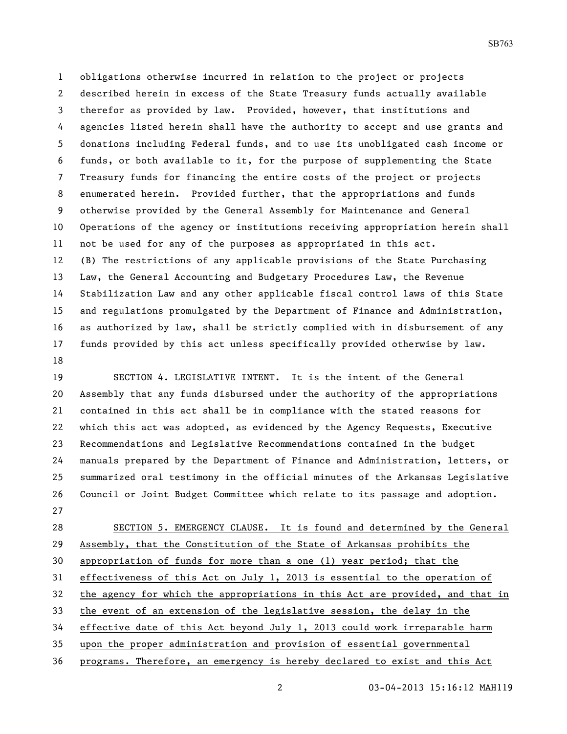obligations otherwise incurred in relation to the project or projects described herein in excess of the State Treasury funds actually available therefor as provided by law. Provided, however, that institutions and agencies listed herein shall have the authority to accept and use grants and donations including Federal funds, and to use its unobligated cash income or funds, or both available to it, for the purpose of supplementing the State Treasury funds for financing the entire costs of the project or projects enumerated herein. Provided further, that the appropriations and funds otherwise provided by the General Assembly for Maintenance and General Operations of the agency or institutions receiving appropriation herein shall not be used for any of the purposes as appropriated in this act.

(B) The restrictions of any applicable provisions of the State Purchasing Law, the General Accounting and Budgetary Procedures Law, the Revenue Stabilization Law and any other applicable fiscal control laws of this State and regulations promulgated by the Department of Finance and Administration, as authorized by law, shall be strictly complied with in disbursement of any funds provided by this act unless specifically provided otherwise by law.

SECTION 4. LEGISLATIVE INTENT. It is the intent of the General Assembly that any funds disbursed under the authority of the appropriations contained in this act shall be in compliance with the stated reasons for which this act was adopted, as evidenced by the Agency Requests, Executive Recommendations and Legislative Recommendations contained in the budget manuals prepared by the Department of Finance and Administration, letters, or summarized oral testimony in the official minutes of the Arkansas Legislative Council or Joint Budget Committee which relate to its passage and adoption.

SECTION 5. EMERGENCY CLAUSE. It is found and determined by the General Assembly, that the Constitution of the State of Arkansas prohibits the appropriation of funds for more than a one (1) year period; that the effectiveness of this Act on July 1, 2013 is essential to the operation of the agency for which the appropriations in this Act are provided, and that in the event of an extension of the legislative session, the delay in the effective date of this Act beyond July 1, 2013 could work irreparable harm upon the proper administration and provision of essential governmental programs. Therefore, an emergency is hereby declared to exist and this Act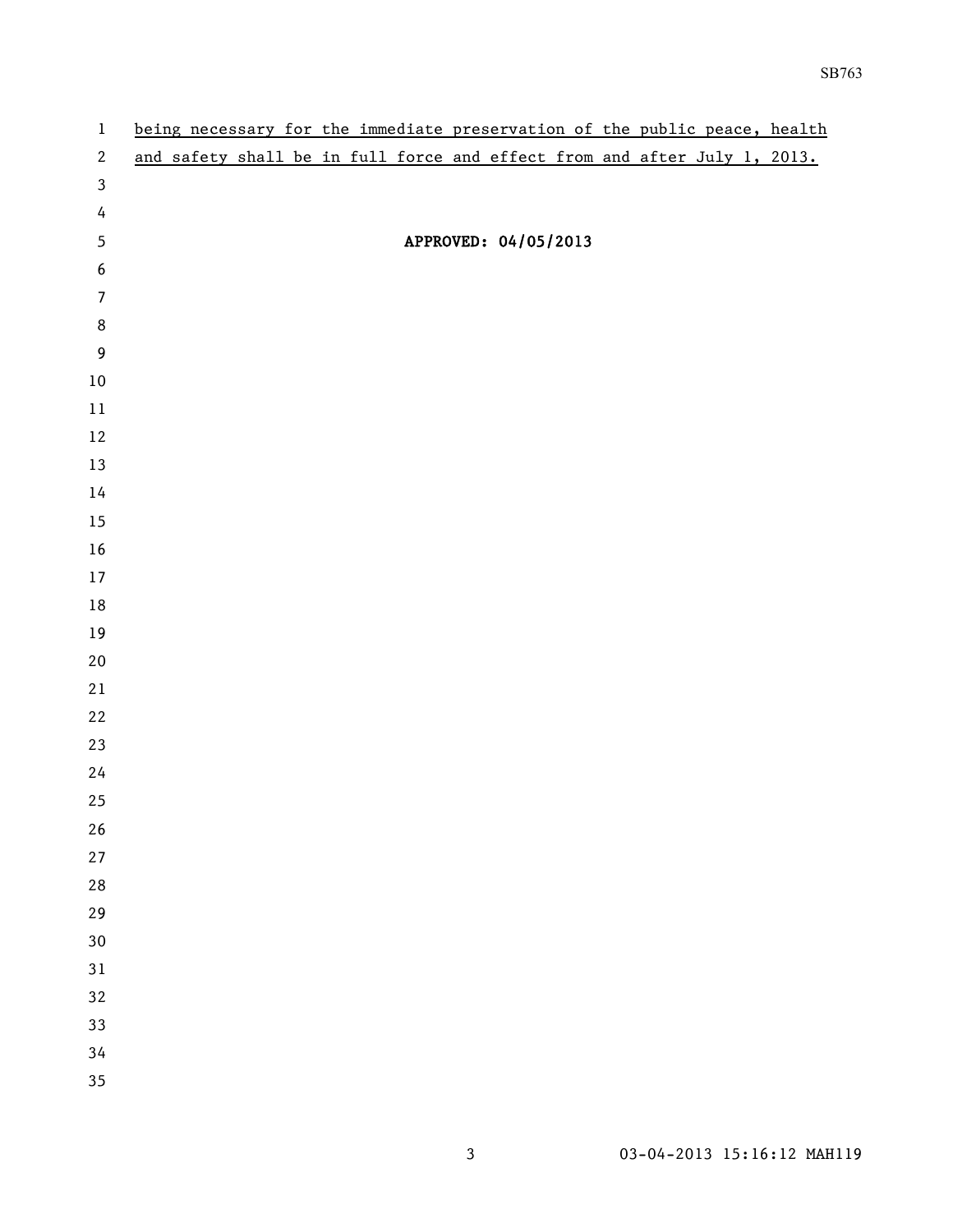being necessary for the immediate preservation of the public peace, health and safety shall be in full force and effect from and after July 1, 2013.

**APPROVED: 04/05/2013**